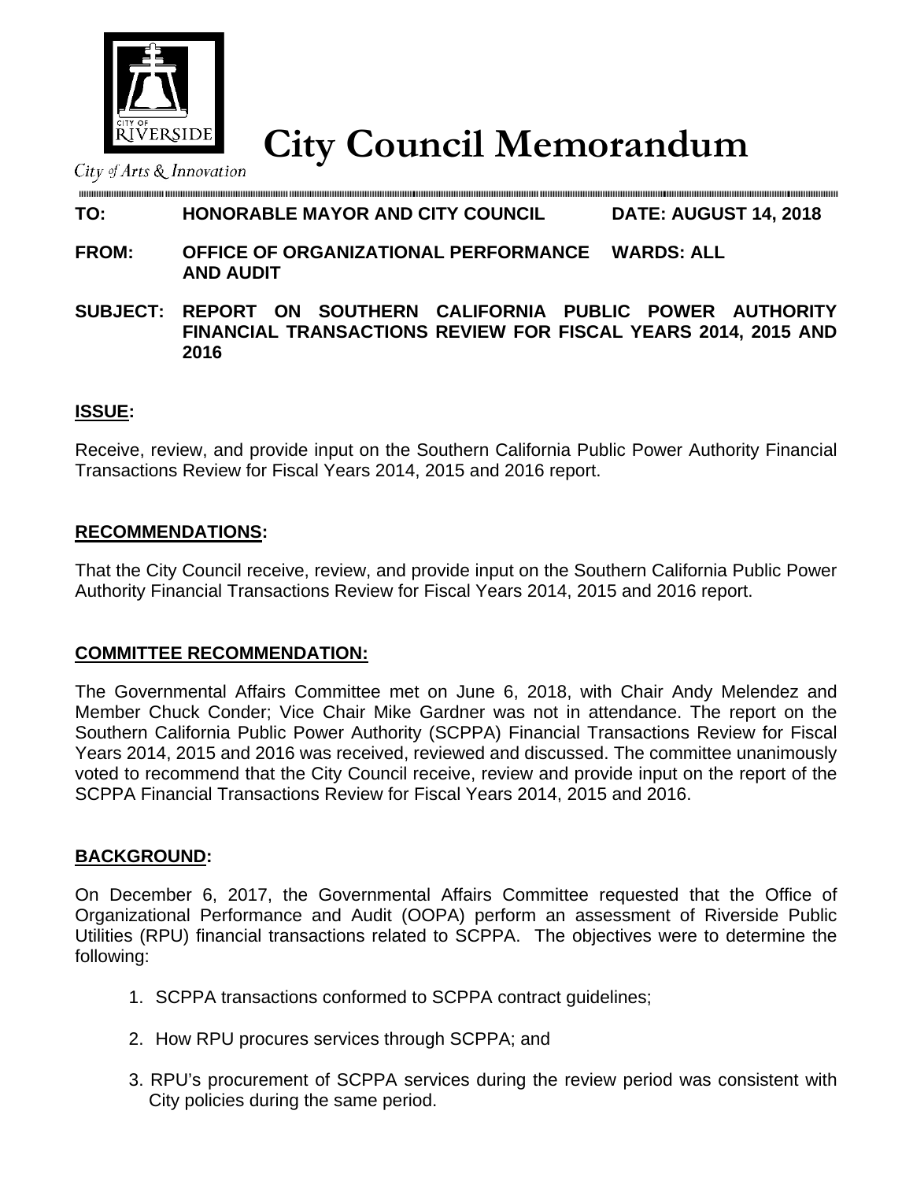City of Arts & Innovation

# City Council Memorandum

**TO:** **HONORABLE MAYOR AND CITY COUNCIL** **DATE: AUGUST 14, 2018**

**FROM:** **OFFICE OF ORGANIZATIONAL PERFORMANCE AND AUDIT** **WARDS: ALL**

**SUBJECT:** **REPORT ON SOUTHERN CALIFORNIA PUBLIC POWER AUTHORITY FINANCIAL TRANSACTIONS REVIEW FOR FISCAL YEARS 2014, 2015 AND 2016**

## ISSUE:

Receive, review, and provide input on the Southern California Public Power Authority Financial Transactions Review for Fiscal Years 2014, 2015 and 2016 report.

## RECOMMENDATIONS:

That the City Council receive, review, and provide input on the Southern California Public Power Authority Financial Transactions Review for Fiscal Years 2014, 2015 and 2016 report.

## COMMITTEE RECOMMENDATION:

The Governmental Affairs Committee met on June 6, 2018, with Chair Andy Melendez and Member Chuck Conder; Vice Chair Mike Gardner was not in attendance. The report on the Southern California Public Power Authority (SCPPA) Financial Transactions Review for Fiscal Years 2014, 2015 and 2016 was received, reviewed and discussed. The committee unanimously voted to recommend that the City Council receive, review and provide input on the report of the SCPPA Financial Transactions Review for Fiscal Years 2014, 2015 and 2016.

## BACKGROUND:

On December 6, 2017, the Governmental Affairs Committee requested that the Office of Organizational Performance and Audit (OOPA) perform an assessment of Riverside Public Utilities (RPU) financial transactions related to SCPPA. The objectives were to determine the following:

1. SCPPA transactions conformed to SCPPA contract guidelines;
2. How RPU procures services through SCPPA; and
3. RPU's procurement of SCPPA services during the review period was consistent with City policies during the same period.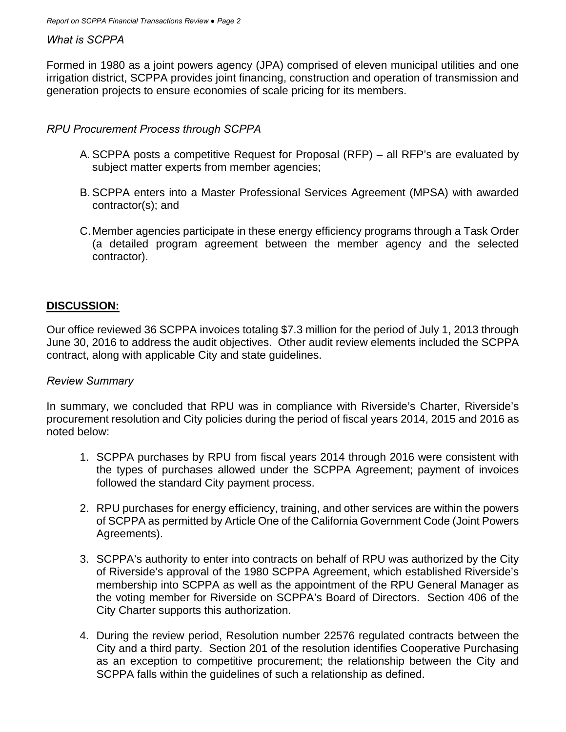*What is SCPPA*

Formed in 1980 as a joint powers agency (JPA) comprised of eleven municipal utilities and one irrigation district, SCPPA provides joint financing, construction and operation of transmission and generation projects to ensure economies of scale pricing for its members.

*RPU Procurement Process through SCPPA*

A. SCPPA posts a competitive Request for Proposal (RFP) – all RFP's are evaluated by subject matter experts from member agencies;

B. SCPPA enters into a Master Professional Services Agreement (MPSA) with awarded contractor(s); and

C. Member agencies participate in these energy efficiency programs through a Task Order (a detailed program agreement between the member agency and the selected contractor).

## **DISCUSSION:**

Our office reviewed 36 SCPPA invoices totaling $7.3 million for the period of July 1, 2013 through June 30, 2016 to address the audit objectives. Other audit review elements included the SCPPA contract, along with applicable City and state guidelines.

*Review Summary*

In summary, we concluded that RPU was in compliance with Riverside's Charter, Riverside's procurement resolution and City policies during the period of fiscal years 2014, 2015 and 2016 as noted below:

1. SCPPA purchases by RPU from fiscal years 2014 through 2016 were consistent with the types of purchases allowed under the SCPPA Agreement; payment of invoices followed the standard City payment process.

2. RPU purchases for energy efficiency, training, and other services are within the powers of SCPPA as permitted by Article One of the California Government Code (Joint Powers Agreements).

3. SCPPA's authority to enter into contracts on behalf of RPU was authorized by the City of Riverside's approval of the 1980 SCPPA Agreement, which established Riverside's membership into SCPPA as well as the appointment of the RPU General Manager as the voting member for Riverside on SCPPA's Board of Directors. Section 406 of the City Charter supports this authorization.

4. During the review period, Resolution number 22576 regulated contracts between the City and a third party. Section 201 of the resolution identifies Cooperative Purchasing as an exception to competitive procurement; the relationship between the City and SCPPA falls within the guidelines of such a relationship as defined.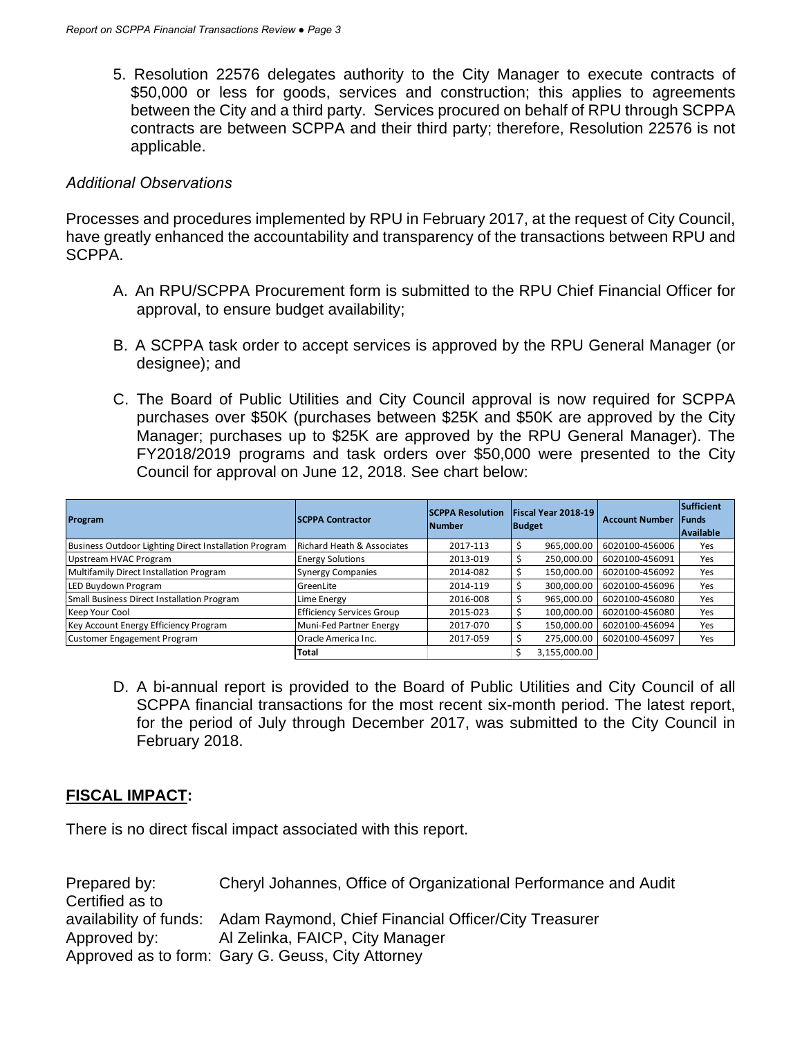5. Resolution 22576 delegates authority to the City Manager to execute contracts of $50,000 or less for goods, services and construction; this applies to agreements between the City and a third party. Services procured on behalf of RPU through SCPPA contracts are between SCPPA and their third party; therefore, Resolution 22576 is not applicable.

*Additional Observations*

Processes and procedures implemented by RPU in February 2017, at the request of City Council, have greatly enhanced the accountability and transparency of the transactions between RPU and SCPPA.

A. An RPU/SCPPA Procurement form is submitted to the RPU Chief Financial Officer for approval, to ensure budget availability;

B. A SCPPA task order to accept services is approved by the RPU General Manager (or designee); and

C. The Board of Public Utilities and City Council approval is now required for SCPPA purchases over $50K (purchases between $25K and $50K are approved by the City Manager; purchases up to $25K are approved by the RPU General Manager). The FY2018/2019 programs and task orders over $50,000 were presented to the City Council for approval on June 12, 2018. See chart below:

| Program | SCPPA Contractor | SCPPA Resolution Number | Fiscal Year 2018-19 Budget | Account Number | Sufficient Funds Available |
|---|---|---|---|---|---|
| Business Outdoor Lighting Direct Installation Program | Richard Heath & Associates | 2017-113 | $ 965,000.00 | 6020100-456006 | Yes |
| Upstream HVAC Program | Energy Solutions | 2013-019 | $ 250,000.00 | 6020100-456091 | Yes |
| Multifamily Direct Installation Program | Synergy Companies | 2014-082 | $ 150,000.00 | 6020100-456092 | Yes |
| LED Buydown Program | GreenLite | 2014-119 | $ 300,000.00 | 6020100-456096 | Yes |
| Small Business Direct Installation Program | Lime Energy | 2016-008 | $ 965,000.00 | 6020100-456080 | Yes |
| Keep Your Cool | Efficiency Services Group | 2015-023 | $ 100,000.00 | 6020100-456080 | Yes |
| Key Account Energy Efficiency Program | Muni-Fed Partner Energy | 2017-070 | $ 150,000.00 | 6020100-456094 | Yes |
| Customer Engagement Program | Oracle America Inc. | 2017-059 | $ 275,000.00 | 6020100-456097 | Yes |
| | **Total** | | $ 3,155,000.00 | | |

D. A bi-annual report is provided to the Board of Public Utilities and City Council of all SCPPA financial transactions for the most recent six-month period. The latest report, for the period of July through December 2017, was submitted to the City Council in February 2018.

## FISCAL IMPACT:

There is no direct fiscal impact associated with this report.

Prepared by: Cheryl Johannes, Office of Organizational Performance and Audit
Certified as to availability of funds: Adam Raymond, Chief Financial Officer/City Treasurer
Approved by: Al Zelinka, FAICP, City Manager
Approved as to form: Gary G. Geuss, City Attorney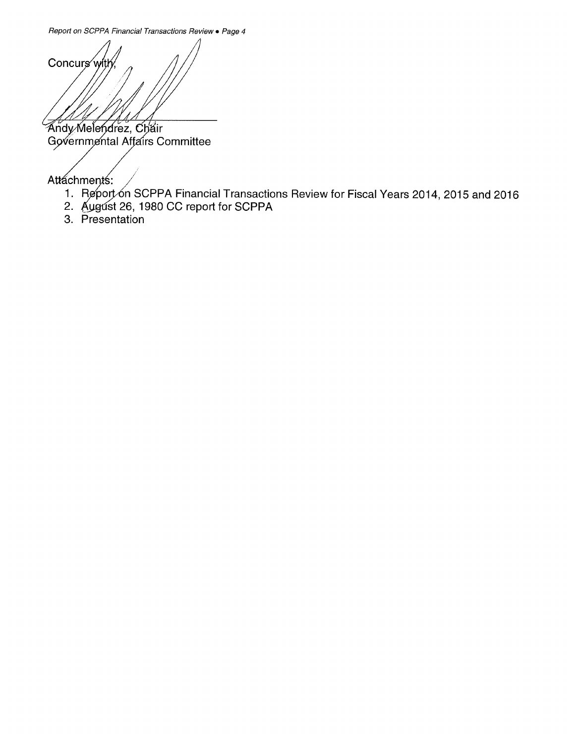Concurs with,

Andy Melendrez, Chair
Governmental Affairs Committee

Attachments:

1. Report on SCPPA Financial Transactions Review for Fiscal Years 2014, 2015 and 2016
2. August 26, 1980 CC report for SCPPA
3. Presentation